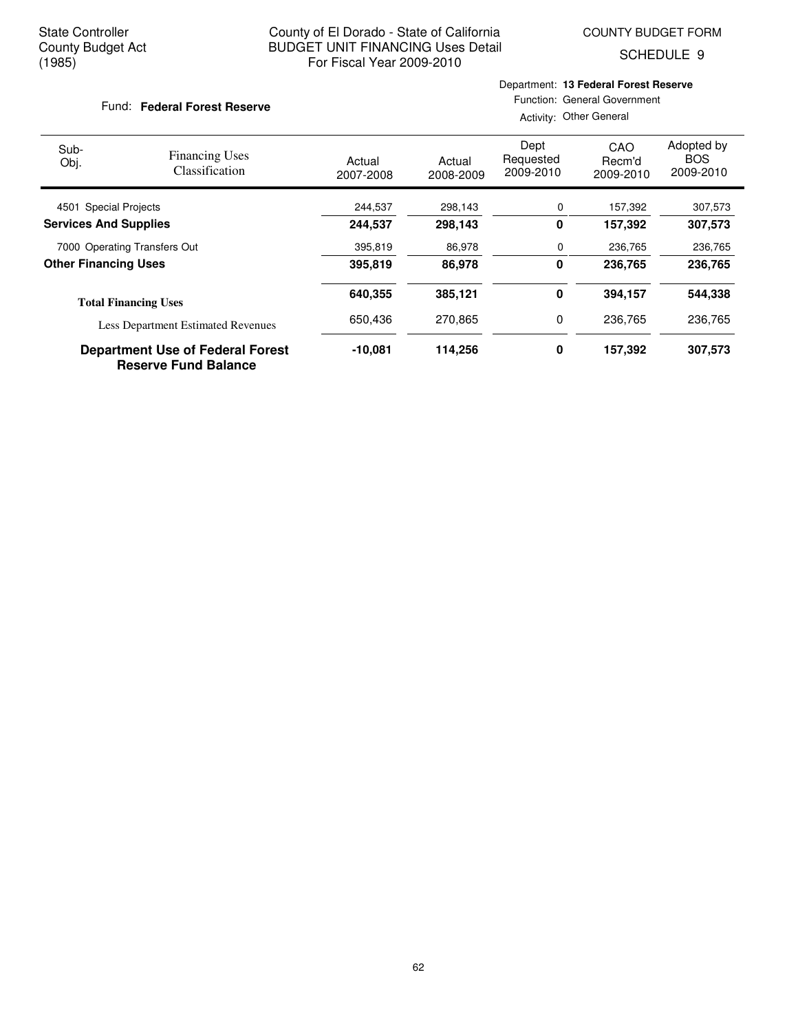State Controller
County Budget Act
(1985)

County of El Dorado - State of California
BUDGET UNIT FINANCING Uses Detail
For Fiscal Year 2009-2010

COUNTY BUDGET FORM

SCHEDULE 9

Fund: **Federal Forest Reserve**

Department: **13 Federal Forest Reserve**
Function: General Government
Activity: Other General

| Sub-Obj. | Financing Uses Classification | Actual 2007-2008 | Actual 2008-2009 | Dept Requested 2009-2010 | CAO Recm'd 2009-2010 | Adopted by BOS 2009-2010 |
|---|---|---|---|---|---|---|
| 4501 | Special Projects | 244,537 | 298,143 | 0 | 157,392 | 307,573 |
| **Services And Supplies** | | **244,537** | **298,143** | **0** | **157,392** | **307,573** |
| 7000 | Operating Transfers Out | 395,819 | 86,978 | 0 | 236,765 | 236,765 |
| **Other Financing Uses** | | **395,819** | **86,978** | **0** | **236,765** | **236,765** |
| **Total Financing Uses** | | **640,355** | **385,121** | **0** | **394,157** | **544,338** |
| | Less Department Estimated Revenues | 650,436 | 270,865 | 0 | 236,765 | 236,765 |
| **Department Use of Federal Forest Reserve Fund Balance** | | **-10,081** | **114,256** | **0** | **157,392** | **307,573** |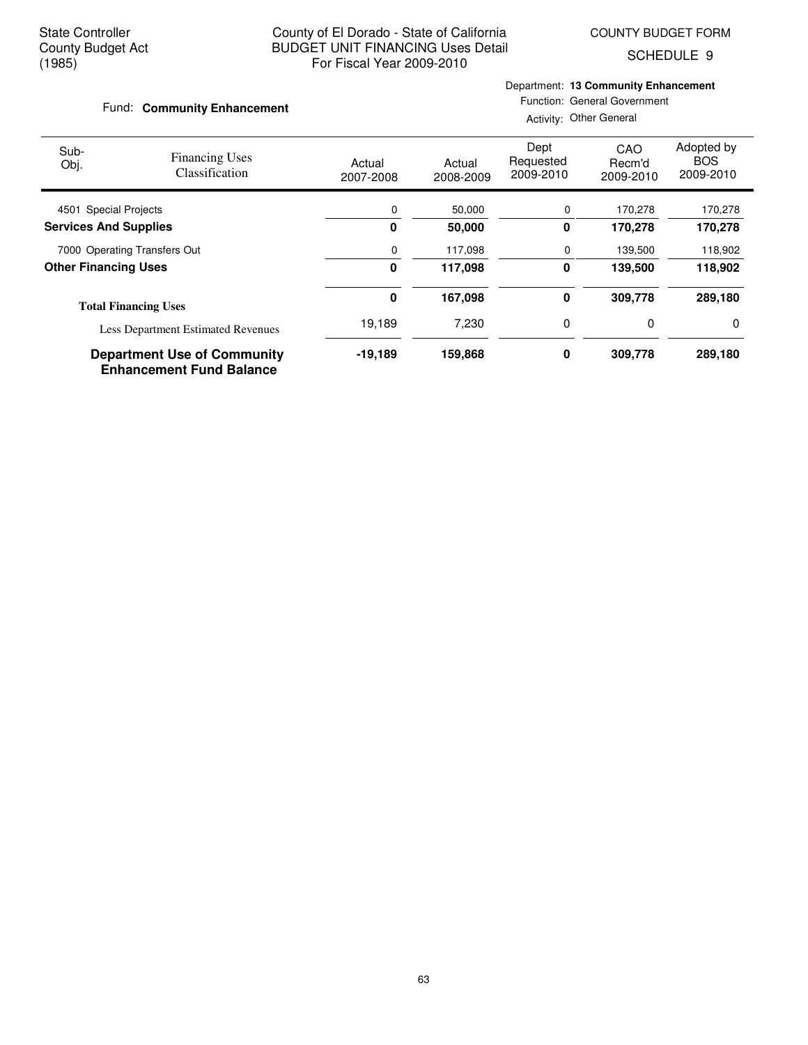State Controller
County Budget Act
(1985)

County of El Dorado - State of California
BUDGET UNIT FINANCING Uses Detail
For Fiscal Year 2009-2010

COUNTY BUDGET FORM
SCHEDULE 9

Fund: **Community Enhancement**

Department: **13 Community Enhancement**
Function: General Government
Activity: Other General

| Sub-Obj. | Financing Uses Classification | Actual 2007-2008 | Actual 2008-2009 | Dept Requested 2009-2010 | CAO Recm'd 2009-2010 | Adopted by BOS 2009-2010 |
|---|---|---|---|---|---|---|
| 4501 | Special Projects | 0 | 50,000 | 0 | 170,278 | 170,278 |
| **Services And Supplies** | | **0** | **50,000** | **0** | **170,278** | **170,278** |
| 7000 | Operating Transfers Out | 0 | 117,098 | 0 | 139,500 | 118,902 |
| **Other Financing Uses** | | **0** | **117,098** | **0** | **139,500** | **118,902** |
| **Total Financing Uses** | | **0** | **167,098** | **0** | **309,778** | **289,180** |
| Less Department Estimated Revenues | | 19,189 | 7,230 | 0 | 0 | 0 |
| **Department Use of Community Enhancement Fund Balance** | | **-19,189** | **159,868** | **0** | **309,778** | **289,180** |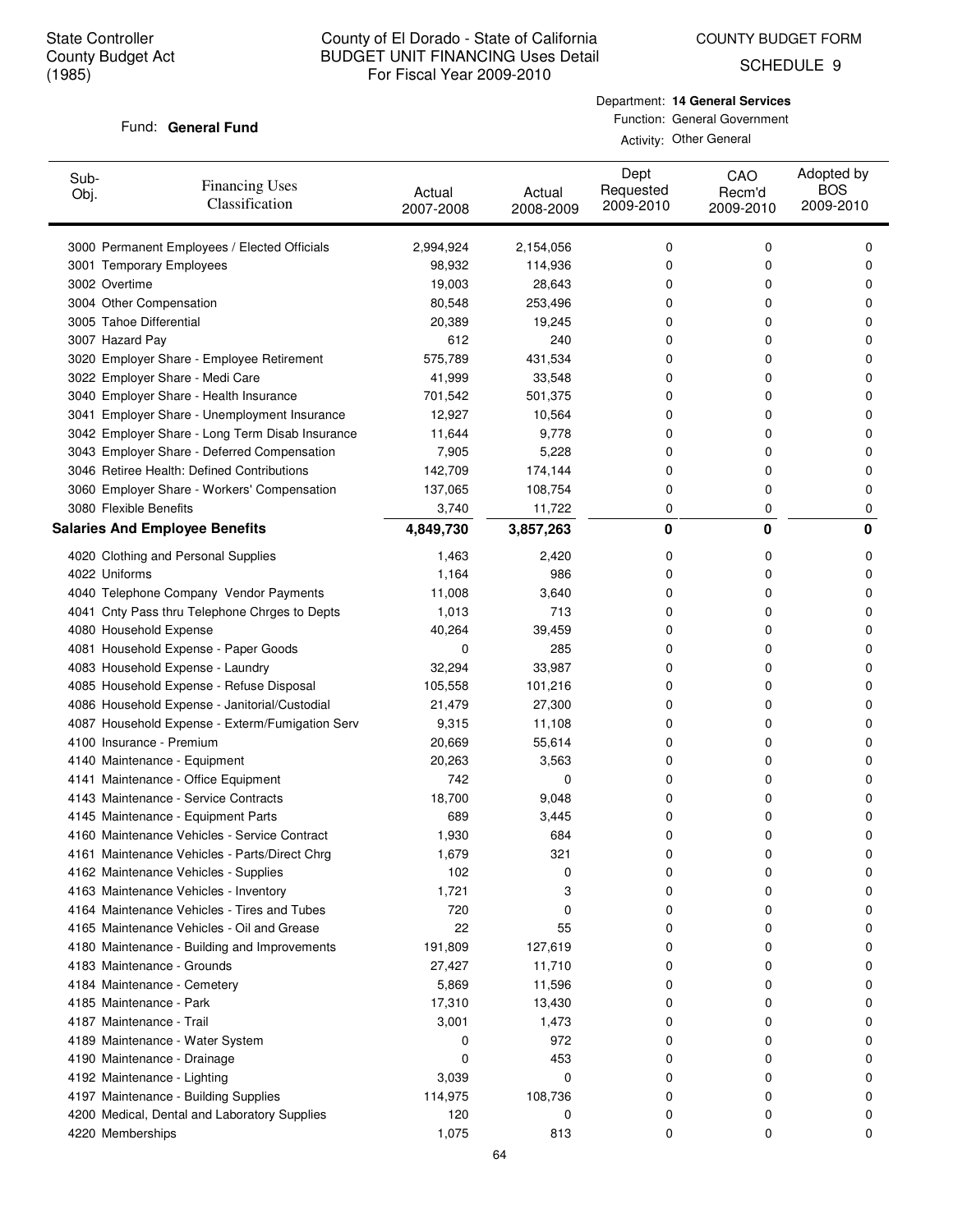State Controller
County Budget Act
(1985)

# County of El Dorado - State of California
## BUDGET UNIT FINANCING Uses Detail
### For Fiscal Year 2009-2010

COUNTY BUDGET FORM
SCHEDULE 9

Fund: **General Fund**

Department: **14 General Services**
Function: General Government
Activity: Other General

| Sub-Obj. | Financing Uses Classification | Actual 2007-2008 | Actual 2008-2009 | Dept Requested 2009-2010 | CAO Recm'd 2009-2010 | Adopted by BOS 2009-2010 |
|---|---|---|---|---|---|---|
| 3000 | Permanent Employees / Elected Officials | 2,994,924 | 2,154,056 | 0 | 0 | 0 |
| 3001 | Temporary Employees | 98,932 | 114,936 | 0 | 0 | 0 |
| 3002 | Overtime | 19,003 | 28,643 | 0 | 0 | 0 |
| 3004 | Other Compensation | 80,548 | 253,496 | 0 | 0 | 0 |
| 3005 | Tahoe Differential | 20,389 | 19,245 | 0 | 0 | 0 |
| 3007 | Hazard Pay | 612 | 240 | 0 | 0 | 0 |
| 3020 | Employer Share - Employee Retirement | 575,789 | 431,534 | 0 | 0 | 0 |
| 3022 | Employer Share - Medi Care | 41,999 | 33,548 | 0 | 0 | 0 |
| 3040 | Employer Share - Health Insurance | 701,542 | 501,375 | 0 | 0 | 0 |
| 3041 | Employer Share - Unemployment Insurance | 12,927 | 10,564 | 0 | 0 | 0 |
| 3042 | Employer Share - Long Term Disab Insurance | 11,644 | 9,778 | 0 | 0 | 0 |
| 3043 | Employer Share - Deferred Compensation | 7,905 | 5,228 | 0 | 0 | 0 |
| 3046 | Retiree Health: Defined Contributions | 142,709 | 174,144 | 0 | 0 | 0 |
| 3060 | Employer Share - Workers' Compensation | 137,065 | 108,754 | 0 | 0 | 0 |
| 3080 | Flexible Benefits | 3,740 | 11,722 | 0 | 0 | 0 |
| **Salaries And Employee Benefits** | | **4,849,730** | **3,857,263** | **0** | **0** | **0** |
| 4020 | Clothing and Personal Supplies | 1,463 | 2,420 | 0 | 0 | 0 |
| 4022 | Uniforms | 1,164 | 986 | 0 | 0 | 0 |
| 4040 | Telephone Company Vendor Payments | 11,008 | 3,640 | 0 | 0 | 0 |
| 4041 | Cnty Pass thru Telephone Chrges to Depts | 1,013 | 713 | 0 | 0 | 0 |
| 4080 | Household Expense | 40,264 | 39,459 | 0 | 0 | 0 |
| 4081 | Household Expense - Paper Goods | 0 | 285 | 0 | 0 | 0 |
| 4083 | Household Expense - Laundry | 32,294 | 33,987 | 0 | 0 | 0 |
| 4085 | Household Expense - Refuse Disposal | 105,558 | 101,216 | 0 | 0 | 0 |
| 4086 | Household Expense - Janitorial/Custodial | 21,479 | 27,300 | 0 | 0 | 0 |
| 4087 | Household Expense - Exterm/Fumigation Serv | 9,315 | 11,108 | 0 | 0 | 0 |
| 4100 | Insurance - Premium | 20,669 | 55,614 | 0 | 0 | 0 |
| 4140 | Maintenance - Equipment | 20,263 | 3,563 | 0 | 0 | 0 |
| 4141 | Maintenance - Office Equipment | 742 | 0 | 0 | 0 | 0 |
| 4143 | Maintenance - Service Contracts | 18,700 | 9,048 | 0 | 0 | 0 |
| 4145 | Maintenance - Equipment Parts | 689 | 3,445 | 0 | 0 | 0 |
| 4160 | Maintenance Vehicles - Service Contract | 1,930 | 684 | 0 | 0 | 0 |
| 4161 | Maintenance Vehicles - Parts/Direct Chrg | 1,679 | 321 | 0 | 0 | 0 |
| 4162 | Maintenance Vehicles - Supplies | 102 | 0 | 0 | 0 | 0 |
| 4163 | Maintenance Vehicles - Inventory | 1,721 | 3 | 0 | 0 | 0 |
| 4164 | Maintenance Vehicles - Tires and Tubes | 720 | 0 | 0 | 0 | 0 |
| 4165 | Maintenance Vehicles - Oil and Grease | 22 | 55 | 0 | 0 | 0 |
| 4180 | Maintenance - Building and Improvements | 191,809 | 127,619 | 0 | 0 | 0 |
| 4183 | Maintenance - Grounds | 27,427 | 11,710 | 0 | 0 | 0 |
| 4184 | Maintenance - Cemetery | 5,869 | 11,596 | 0 | 0 | 0 |
| 4185 | Maintenance - Park | 17,310 | 13,430 | 0 | 0 | 0 |
| 4187 | Maintenance - Trail | 3,001 | 1,473 | 0 | 0 | 0 |
| 4189 | Maintenance - Water System | 0 | 972 | 0 | 0 | 0 |
| 4190 | Maintenance - Drainage | 0 | 453 | 0 | 0 | 0 |
| 4192 | Maintenance - Lighting | 3,039 | 0 | 0 | 0 | 0 |
| 4197 | Maintenance - Building Supplies | 114,975 | 108,736 | 0 | 0 | 0 |
| 4200 | Medical, Dental and Laboratory Supplies | 120 | 0 | 0 | 0 | 0 |
| 4220 | Memberships | 1,075 | 813 | 0 | 0 | 0 |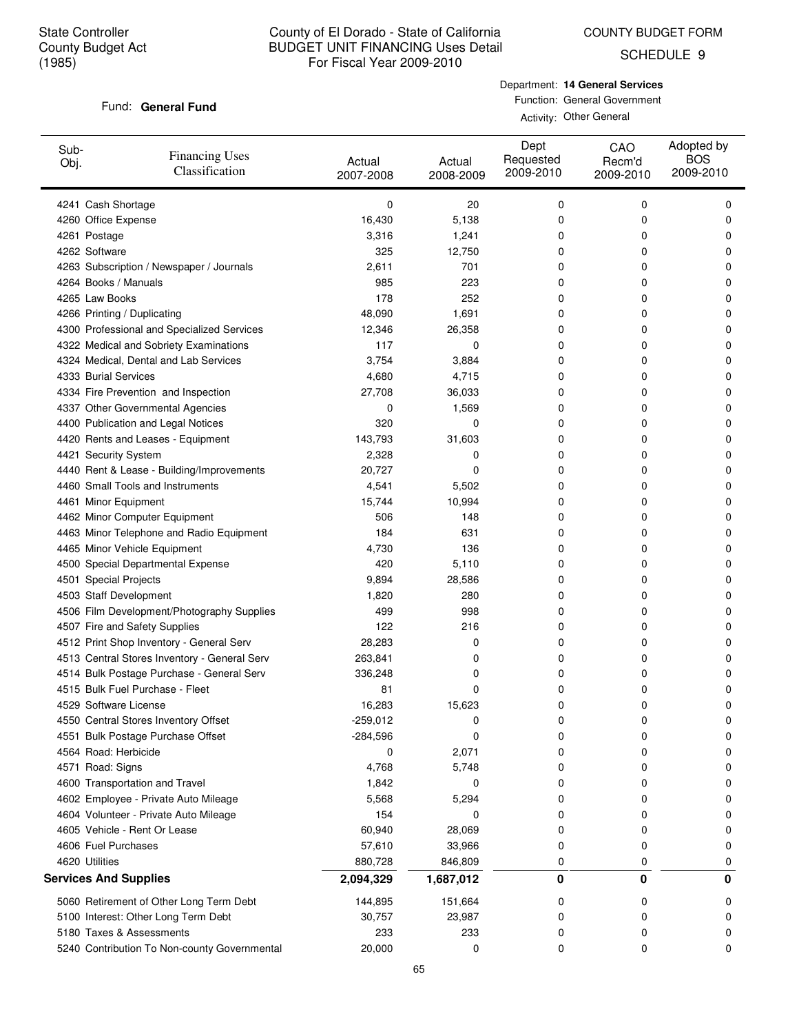State Controller
County Budget Act
(1985)

County of El Dorado - State of California
BUDGET UNIT FINANCING Uses Detail
For Fiscal Year 2009-2010

COUNTY BUDGET FORM
SCHEDULE 9

Fund: **General Fund**

Department: **14 General Services**
Function: General Government
Activity: Other General

| Sub-Obj. | Financing Uses Classification | Actual 2007-2008 | Actual 2008-2009 | Dept Requested 2009-2010 | CAO Recm'd 2009-2010 | Adopted by BOS 2009-2010 |
|---|---|---|---|---|---|---|
| 4241 | Cash Shortage | 0 | 20 | 0 | 0 | 0 |
| 4260 | Office Expense | 16,430 | 5,138 | 0 | 0 | 0 |
| 4261 | Postage | 3,316 | 1,241 | 0 | 0 | 0 |
| 4262 | Software | 325 | 12,750 | 0 | 0 | 0 |
| 4263 | Subscription / Newspaper / Journals | 2,611 | 701 | 0 | 0 | 0 |
| 4264 | Books / Manuals | 985 | 223 | 0 | 0 | 0 |
| 4265 | Law Books | 178 | 252 | 0 | 0 | 0 |
| 4266 | Printing / Duplicating | 48,090 | 1,691 | 0 | 0 | 0 |
| 4300 | Professional and Specialized Services | 12,346 | 26,358 | 0 | 0 | 0 |
| 4322 | Medical and Sobriety Examinations | 117 | 0 | 0 | 0 | 0 |
| 4324 | Medical, Dental and Lab Services | 3,754 | 3,884 | 0 | 0 | 0 |
| 4333 | Burial Services | 4,680 | 4,715 | 0 | 0 | 0 |
| 4334 | Fire Prevention and Inspection | 27,708 | 36,033 | 0 | 0 | 0 |
| 4337 | Other Governmental Agencies | 0 | 1,569 | 0 | 0 | 0 |
| 4400 | Publication and Legal Notices | 320 | 0 | 0 | 0 | 0 |
| 4420 | Rents and Leases - Equipment | 143,793 | 31,603 | 0 | 0 | 0 |
| 4421 | Security System | 2,328 | 0 | 0 | 0 | 0 |
| 4440 | Rent & Lease - Building/Improvements | 20,727 | 0 | 0 | 0 | 0 |
| 4460 | Small Tools and Instruments | 4,541 | 5,502 | 0 | 0 | 0 |
| 4461 | Minor Equipment | 15,744 | 10,994 | 0 | 0 | 0 |
| 4462 | Minor Computer Equipment | 506 | 148 | 0 | 0 | 0 |
| 4463 | Minor Telephone and Radio Equipment | 184 | 631 | 0 | 0 | 0 |
| 4465 | Minor Vehicle Equipment | 4,730 | 136 | 0 | 0 | 0 |
| 4500 | Special Departmental Expense | 420 | 5,110 | 0 | 0 | 0 |
| 4501 | Special Projects | 9,894 | 28,586 | 0 | 0 | 0 |
| 4503 | Staff Development | 1,820 | 280 | 0 | 0 | 0 |
| 4506 | Film Development/Photography Supplies | 499 | 998 | 0 | 0 | 0 |
| 4507 | Fire and Safety Supplies | 122 | 216 | 0 | 0 | 0 |
| 4512 | Print Shop Inventory - General Serv | 28,283 | 0 | 0 | 0 | 0 |
| 4513 | Central Stores Inventory - General Serv | 263,841 | 0 | 0 | 0 | 0 |
| 4514 | Bulk Postage Purchase - General Serv | 336,248 | 0 | 0 | 0 | 0 |
| 4515 | Bulk Fuel Purchase - Fleet | 81 | 0 | 0 | 0 | 0 |
| 4529 | Software License | 16,283 | 15,623 | 0 | 0 | 0 |
| 4550 | Central Stores Inventory Offset | -259,012 | 0 | 0 | 0 | 0 |
| 4551 | Bulk Postage Purchase Offset | -284,596 | 0 | 0 | 0 | 0 |
| 4564 | Road: Herbicide | 0 | 2,071 | 0 | 0 | 0 |
| 4571 | Road: Signs | 4,768 | 5,748 | 0 | 0 | 0 |
| 4600 | Transportation and Travel | 1,842 | 0 | 0 | 0 | 0 |
| 4602 | Employee - Private Auto Mileage | 5,568 | 5,294 | 0 | 0 | 0 |
| 4604 | Volunteer - Private Auto Mileage | 154 | 0 | 0 | 0 | 0 |
| 4605 | Vehicle - Rent Or Lease | 60,940 | 28,069 | 0 | 0 | 0 |
| 4606 | Fuel Purchases | 57,610 | 33,966 | 0 | 0 | 0 |
| 4620 | Utilities | 880,728 | 846,809 | 0 | 0 | 0 |
| **Services And Supplies** | | **2,094,329** | **1,687,012** | **0** | **0** | **0** |
| 5060 | Retirement of Other Long Term Debt | 144,895 | 151,664 | 0 | 0 | 0 |
| 5100 | Interest: Other Long Term Debt | 30,757 | 23,987 | 0 | 0 | 0 |
| 5180 | Taxes & Assessments | 233 | 233 | 0 | 0 | 0 |
| 5240 | Contribution To Non-county Governmental | 20,000 | 0 | 0 | 0 | 0 |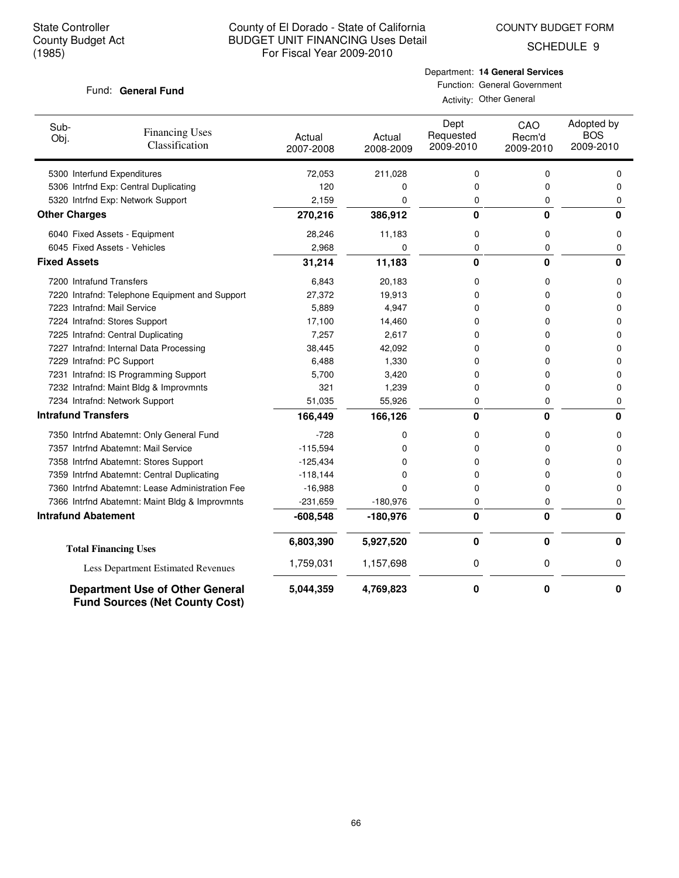State Controller
County Budget Act
(1985)

County of El Dorado - State of California
BUDGET UNIT FINANCING Uses Detail
For Fiscal Year 2009-2010

COUNTY BUDGET FORM
SCHEDULE 9

Fund: **General Fund**

Department: **14 General Services**
Function: General Government
Activity: Other General

| Sub-Obj. | Financing Uses Classification | Actual 2007-2008 | Actual 2008-2009 | Dept Requested 2009-2010 | CAO Recm'd 2009-2010 | Adopted by BOS 2009-2010 |
|---|---|---|---|---|---|---|
| 5300 | Interfund Expenditures | 72,053 | 211,028 | 0 | 0 | 0 |
| 5306 | Intrfnd Exp: Central Duplicating | 120 | 0 | 0 | 0 | 0 |
| 5320 | Intrfnd Exp: Network Support | 2,159 | 0 | 0 | 0 | 0 |
| **Other Charges** | | **270,216** | **386,912** | **0** | **0** | **0** |
| 6040 | Fixed Assets - Equipment | 28,246 | 11,183 | 0 | 0 | 0 |
| 6045 | Fixed Assets - Vehicles | 2,968 | 0 | 0 | 0 | 0 |
| **Fixed Assets** | | **31,214** | **11,183** | **0** | **0** | **0** |
| 7200 | Intrafund Transfers | 6,843 | 20,183 | 0 | 0 | 0 |
| 7220 | Intrafnd: Telephone Equipment and Support | 27,372 | 19,913 | 0 | 0 | 0 |
| 7223 | Intrafnd: Mail Service | 5,889 | 4,947 | 0 | 0 | 0 |
| 7224 | Intrafnd: Stores Support | 17,100 | 14,460 | 0 | 0 | 0 |
| 7225 | Intrafnd: Central Duplicating | 7,257 | 2,617 | 0 | 0 | 0 |
| 7227 | Intrafnd: Internal Data Processing | 38,445 | 42,092 | 0 | 0 | 0 |
| 7229 | Intrafnd: PC Support | 6,488 | 1,330 | 0 | 0 | 0 |
| 7231 | Intrafnd: IS Programming Support | 5,700 | 3,420 | 0 | 0 | 0 |
| 7232 | Intrafnd: Maint Bldg & Improvmnts | 321 | 1,239 | 0 | 0 | 0 |
| 7234 | Intrafnd: Network Support | 51,035 | 55,926 | 0 | 0 | 0 |
| **Intrafund Transfers** | | **166,449** | **166,126** | **0** | **0** | **0** |
| 7350 | Intrfnd Abatemnt: Only General Fund | -728 | 0 | 0 | 0 | 0 |
| 7357 | Intrfnd Abatemnt: Mail Service | -115,594 | 0 | 0 | 0 | 0 |
| 7358 | Intrfnd Abatemnt: Stores Support | -125,434 | 0 | 0 | 0 | 0 |
| 7359 | Intrfnd Abatemnt: Central Duplicating | -118,144 | 0 | 0 | 0 | 0 |
| 7360 | Intrfnd Abatemnt: Lease Administration Fee | -16,988 | 0 | 0 | 0 | 0 |
| 7366 | Intrfnd Abatemnt: Maint Bldg & Improvmnts | -231,659 | -180,976 | 0 | 0 | 0 |
| **Intrafund Abatement** | | **-608,548** | **-180,976** | **0** | **0** | **0** |
| **Total Financing Uses** | | **6,803,390** | **5,927,520** | **0** | **0** | **0** |
| Less Department Estimated Revenues | | 1,759,031 | 1,157,698 | 0 | 0 | 0 |
| **Department Use of Other General Fund Sources (Net County Cost)** | | **5,044,359** | **4,769,823** | **0** | **0** | **0** |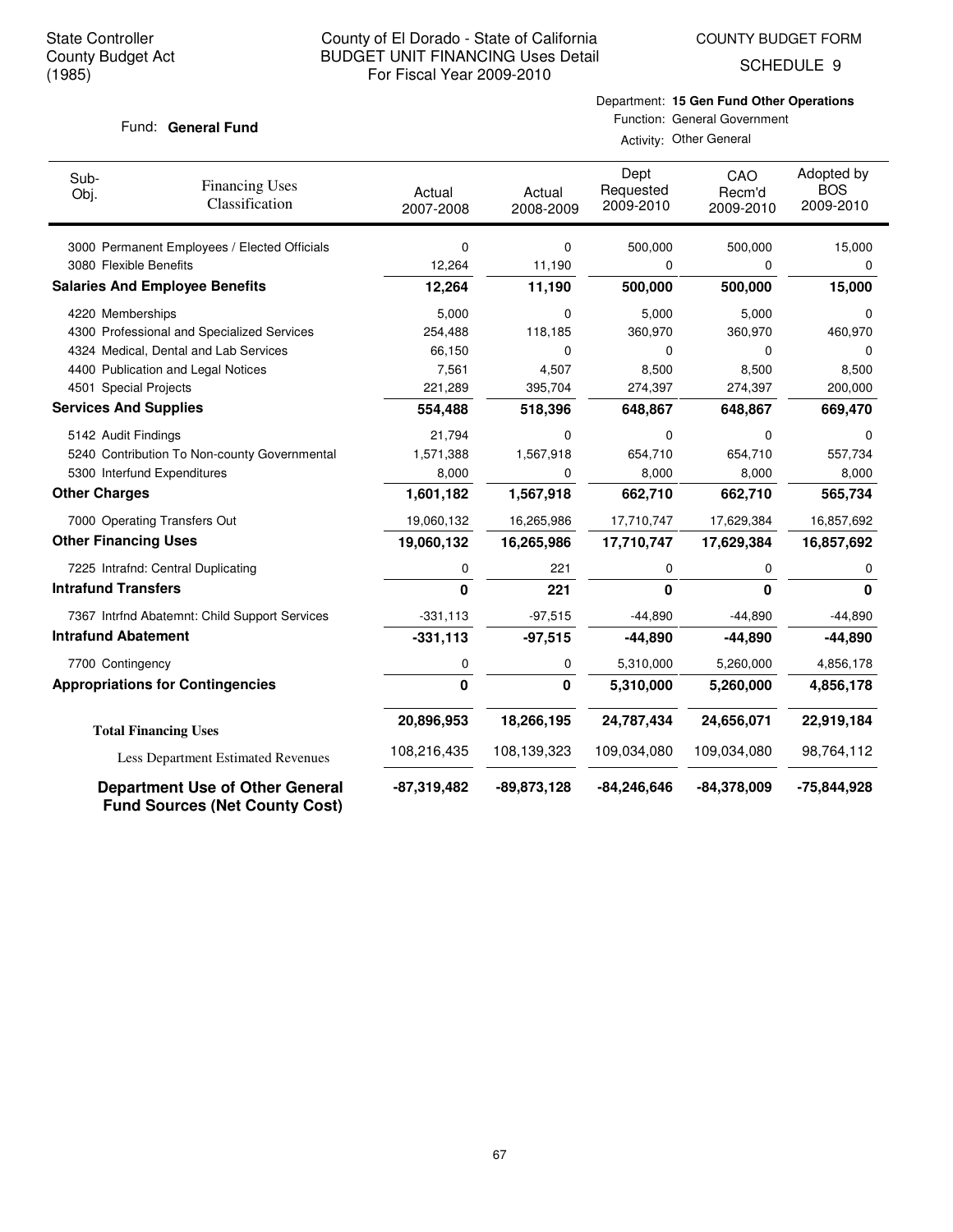State Controller
County Budget Act
(1985)

# County of El Dorado - State of California
## BUDGET UNIT FINANCING Uses Detail
### For Fiscal Year 2009-2010

COUNTY BUDGET FORM

SCHEDULE 9

Fund: **General Fund**

Department: **15 Gen Fund Other Operations**
Function: General Government
Activity: Other General

| Sub-Obj. | Financing Uses Classification | Actual 2007-2008 | Actual 2008-2009 | Dept Requested 2009-2010 | CAO Recm'd 2009-2010 | Adopted by BOS 2009-2010 |
|---|---|---|---|---|---|---|
| 3000 | Permanent Employees / Elected Officials | 0 | 0 | 500,000 | 500,000 | 15,000 |
| 3080 | Flexible Benefits | 12,264 | 11,190 | 0 | 0 | 0 |
| **Salaries And Employee Benefits** | | **12,264** | **11,190** | **500,000** | **500,000** | **15,000** |
| 4220 | Memberships | 5,000 | 0 | 5,000 | 5,000 | 0 |
| 4300 | Professional and Specialized Services | 254,488 | 118,185 | 360,970 | 360,970 | 460,970 |
| 4324 | Medical, Dental and Lab Services | 66,150 | 0 | 0 | 0 | 0 |
| 4400 | Publication and Legal Notices | 7,561 | 4,507 | 8,500 | 8,500 | 8,500 |
| 4501 | Special Projects | 221,289 | 395,704 | 274,397 | 274,397 | 200,000 |
| **Services And Supplies** | | **554,488** | **518,396** | **648,867** | **648,867** | **669,470** |
| 5142 | Audit Findings | 21,794 | 0 | 0 | 0 | 0 |
| 5240 | Contribution To Non-county Governmental | 1,571,388 | 1,567,918 | 654,710 | 654,710 | 557,734 |
| 5300 | Interfund Expenditures | 8,000 | 0 | 8,000 | 8,000 | 8,000 |
| **Other Charges** | | **1,601,182** | **1,567,918** | **662,710** | **662,710** | **565,734** |
| 7000 | Operating Transfers Out | 19,060,132 | 16,265,986 | 17,710,747 | 17,629,384 | 16,857,692 |
| **Other Financing Uses** | | **19,060,132** | **16,265,986** | **17,710,747** | **17,629,384** | **16,857,692** |
| 7225 | Intrafnd: Central Duplicating | 0 | 221 | 0 | 0 | 0 |
| **Intrafund Transfers** | | **0** | **221** | **0** | **0** | **0** |
| 7367 | Intrfnd Abatemnt: Child Support Services | -331,113 | -97,515 | -44,890 | -44,890 | -44,890 |
| **Intrafund Abatement** | | **-331,113** | **-97,515** | **-44,890** | **-44,890** | **-44,890** |
| 7700 | Contingency | 0 | 0 | 5,310,000 | 5,260,000 | 4,856,178 |
| **Appropriations for Contingencies** | | **0** | **0** | **5,310,000** | **5,260,000** | **4,856,178** |
| **Total Financing Uses** | | **20,896,953** | **18,266,195** | **24,787,434** | **24,656,071** | **22,919,184** |
| Less Department Estimated Revenues | | 108,216,435 | 108,139,323 | 109,034,080 | 109,034,080 | 98,764,112 |
| **Department Use of Other General Fund Sources (Net County Cost)** | | **-87,319,482** | **-89,873,128** | **-84,246,646** | **-84,378,009** | **-75,844,928** |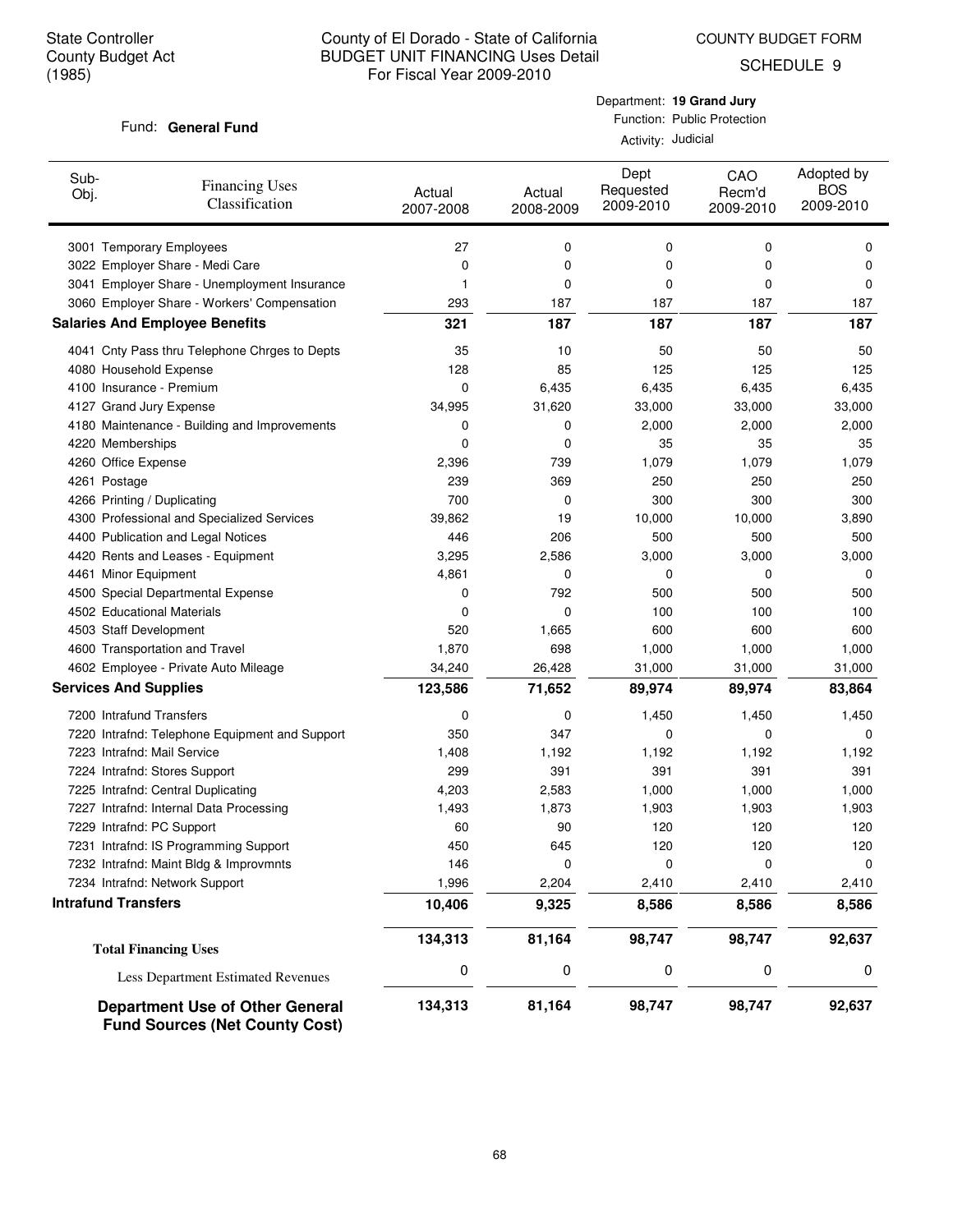State Controller
County Budget Act
(1985)

# County of El Dorado - State of California
## BUDGET UNIT FINANCING Uses Detail
### For Fiscal Year 2009-2010

COUNTY BUDGET FORM

SCHEDULE 9

Fund: **General Fund**

Department: **19 Grand Jury**
Function: Public Protection
Activity: Judicial

| Sub-Obj. | Financing Uses Classification | Actual 2007-2008 | Actual 2008-2009 | Dept Requested 2009-2010 | CAO Recm'd 2009-2010 | Adopted by BOS 2009-2010 |
|---|---|---|---|---|---|---|
| 3001 | Temporary Employees | 27 | 0 | 0 | 0 | 0 |
| 3022 | Employer Share - Medi Care | 0 | 0 | 0 | 0 | 0 |
| 3041 | Employer Share - Unemployment Insurance | 1 | 0 | 0 | 0 | 0 |
| 3060 | Employer Share - Workers' Compensation | 293 | 187 | 187 | 187 | 187 |
| **Salaries And Employee Benefits** | | **321** | **187** | **187** | **187** | **187** |
| 4041 | Cnty Pass thru Telephone Chrges to Depts | 35 | 10 | 50 | 50 | 50 |
| 4080 | Household Expense | 128 | 85 | 125 | 125 | 125 |
| 4100 | Insurance - Premium | 0 | 6,435 | 6,435 | 6,435 | 6,435 |
| 4127 | Grand Jury Expense | 34,995 | 31,620 | 33,000 | 33,000 | 33,000 |
| 4180 | Maintenance - Building and Improvements | 0 | 0 | 2,000 | 2,000 | 2,000 |
| 4220 | Memberships | 0 | 0 | 35 | 35 | 35 |
| 4260 | Office Expense | 2,396 | 739 | 1,079 | 1,079 | 1,079 |
| 4261 | Postage | 239 | 369 | 250 | 250 | 250 |
| 4266 | Printing / Duplicating | 700 | 0 | 300 | 300 | 300 |
| 4300 | Professional and Specialized Services | 39,862 | 19 | 10,000 | 10,000 | 3,890 |
| 4400 | Publication and Legal Notices | 446 | 206 | 500 | 500 | 500 |
| 4420 | Rents and Leases - Equipment | 3,295 | 2,586 | 3,000 | 3,000 | 3,000 |
| 4461 | Minor Equipment | 4,861 | 0 | 0 | 0 | 0 |
| 4500 | Special Departmental Expense | 0 | 792 | 500 | 500 | 500 |
| 4502 | Educational Materials | 0 | 0 | 100 | 100 | 100 |
| 4503 | Staff Development | 520 | 1,665 | 600 | 600 | 600 |
| 4600 | Transportation and Travel | 1,870 | 698 | 1,000 | 1,000 | 1,000 |
| 4602 | Employee - Private Auto Mileage | 34,240 | 26,428 | 31,000 | 31,000 | 31,000 |
| **Services And Supplies** | | **123,586** | **71,652** | **89,974** | **89,974** | **83,864** |
| 7200 | Intrafund Transfers | 0 | 0 | 1,450 | 1,450 | 1,450 |
| 7220 | Intrafnd: Telephone Equipment and Support | 350 | 347 | 0 | 0 | 0 |
| 7223 | Intrafnd: Mail Service | 1,408 | 1,192 | 1,192 | 1,192 | 1,192 |
| 7224 | Intrafnd: Stores Support | 299 | 391 | 391 | 391 | 391 |
| 7225 | Intrafnd: Central Duplicating | 4,203 | 2,583 | 1,000 | 1,000 | 1,000 |
| 7227 | Intrafnd: Internal Data Processing | 1,493 | 1,873 | 1,903 | 1,903 | 1,903 |
| 7229 | Intrafnd: PC Support | 60 | 90 | 120 | 120 | 120 |
| 7231 | Intrafnd: IS Programming Support | 450 | 645 | 120 | 120 | 120 |
| 7232 | Intrafnd: Maint Bldg & Improvmnts | 146 | 0 | 0 | 0 | 0 |
| 7234 | Intrafnd: Network Support | 1,996 | 2,204 | 2,410 | 2,410 | 2,410 |
| **Intrafund Transfers** | | **10,406** | **9,325** | **8,586** | **8,586** | **8,586** |
| **Total Financing Uses** | | **134,313** | **81,164** | **98,747** | **98,747** | **92,637** |
| Less Department Estimated Revenues | | 0 | 0 | 0 | 0 | 0 |
| **Department Use of Other General Fund Sources (Net County Cost)** | | **134,313** | **81,164** | **98,747** | **98,747** | **92,637** |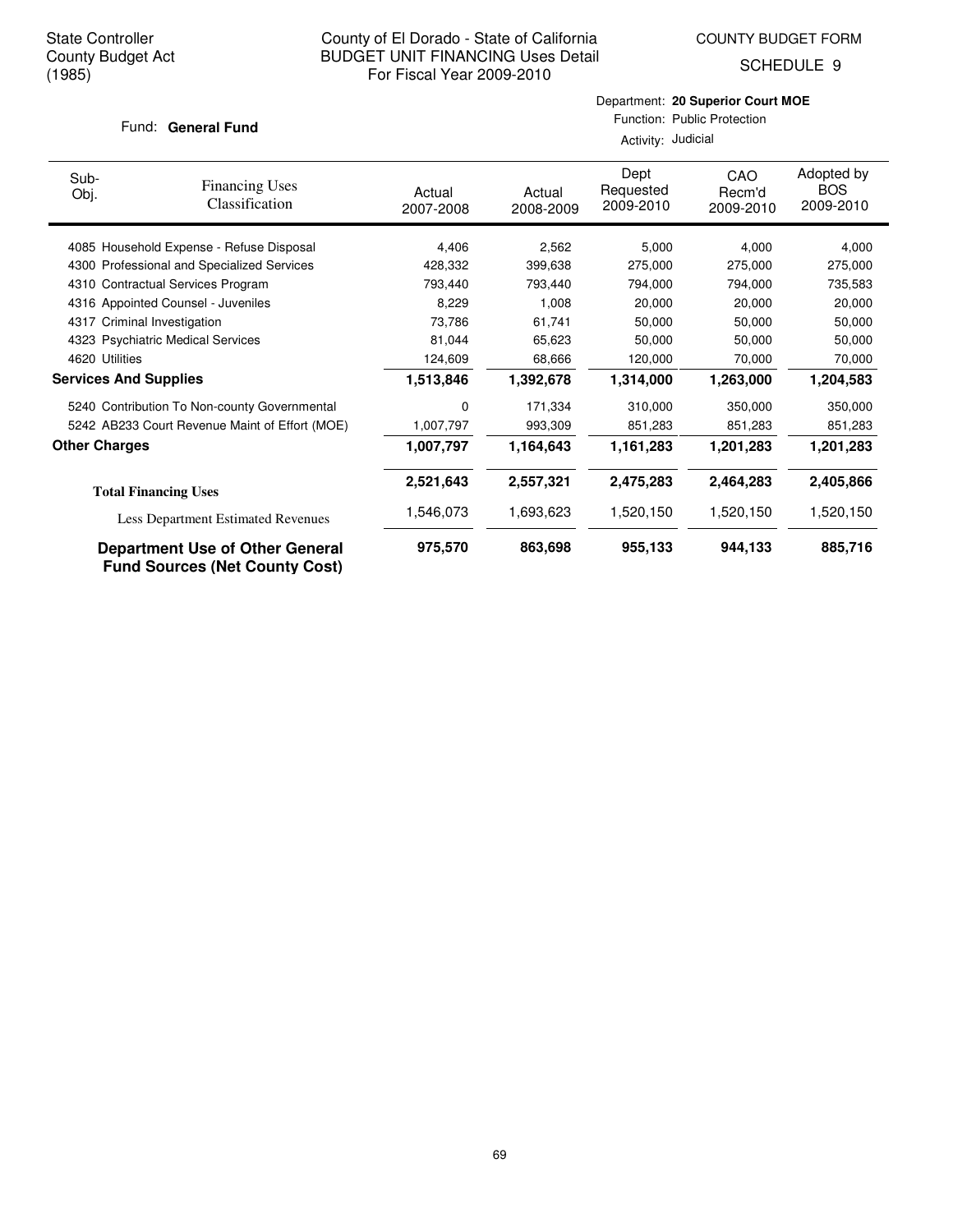State Controller
County Budget Act
(1985)

County of El Dorado - State of California
BUDGET UNIT FINANCING Uses Detail
For Fiscal Year 2009-2010

COUNTY BUDGET FORM
SCHEDULE 9

Fund: **General Fund**

Department: **20 Superior Court MOE**
Function: Public Protection
Activity: Judicial

| Sub-Obj. | Financing Uses Classification | Actual 2007-2008 | Actual 2008-2009 | Dept Requested 2009-2010 | CAO Recm'd 2009-2010 | Adopted by BOS 2009-2010 |
|---|---|---|---|---|---|---|
| 4085 | Household Expense - Refuse Disposal | 4,406 | 2,562 | 5,000 | 4,000 | 4,000 |
| 4300 | Professional and Specialized Services | 428,332 | 399,638 | 275,000 | 275,000 | 275,000 |
| 4310 | Contractual Services Program | 793,440 | 793,440 | 794,000 | 794,000 | 735,583 |
| 4316 | Appointed Counsel - Juveniles | 8,229 | 1,008 | 20,000 | 20,000 | 20,000 |
| 4317 | Criminal Investigation | 73,786 | 61,741 | 50,000 | 50,000 | 50,000 |
| 4323 | Psychiatric Medical Services | 81,044 | 65,623 | 50,000 | 50,000 | 50,000 |
| 4620 | Utilities | 124,609 | 68,666 | 120,000 | 70,000 | 70,000 |
| **Services And Supplies** | | **1,513,846** | **1,392,678** | **1,314,000** | **1,263,000** | **1,204,583** |
| 5240 | Contribution To Non-county Governmental | 0 | 171,334 | 310,000 | 350,000 | 350,000 |
| 5242 | AB233 Court Revenue Maint of Effort (MOE) | 1,007,797 | 993,309 | 851,283 | 851,283 | 851,283 |
| **Other Charges** | | **1,007,797** | **1,164,643** | **1,161,283** | **1,201,283** | **1,201,283** |
| **Total Financing Uses** | | **2,521,643** | **2,557,321** | **2,475,283** | **2,464,283** | **2,405,866** |
| Less Department Estimated Revenues | | 1,546,073 | 1,693,623 | 1,520,150 | 1,520,150 | 1,520,150 |
| **Department Use of Other General Fund Sources (Net County Cost)** | | **975,570** | **863,698** | **955,133** | **944,133** | **885,716** |